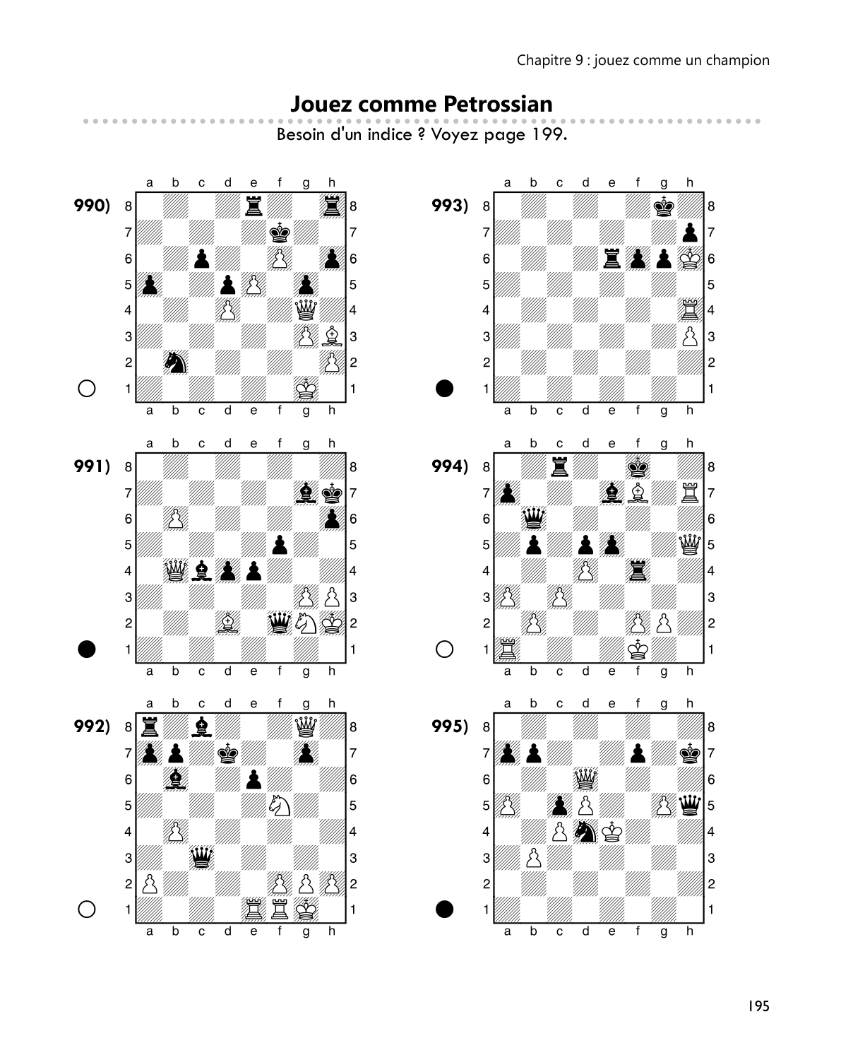# Jouez comme Petrossian

Besoin d'un indice ? Voyez page 199.

990) ○

991) ●

992) ○

993) ●

994) ○

995) ●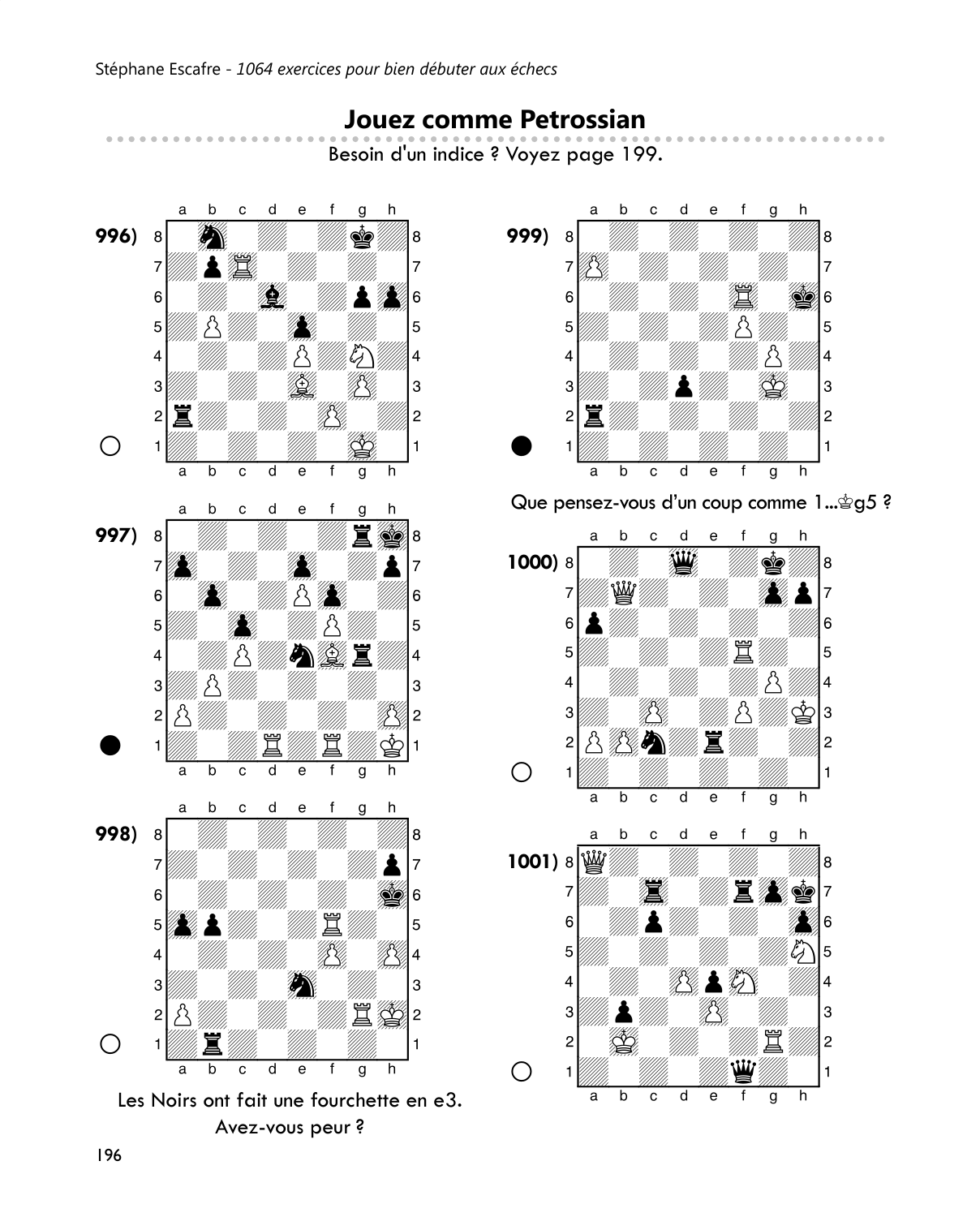# Jouez comme Petrossian

Besoin d'un indice ? Voyez page 199.

**996)**

**997)**

**998)**

Les Noirs ont fait une fourchette en e3. Avez-vous peur ?

**999)**

Que pensez-vous d'un coup comme 1...♔g5 ?

**1000)**

**1001)**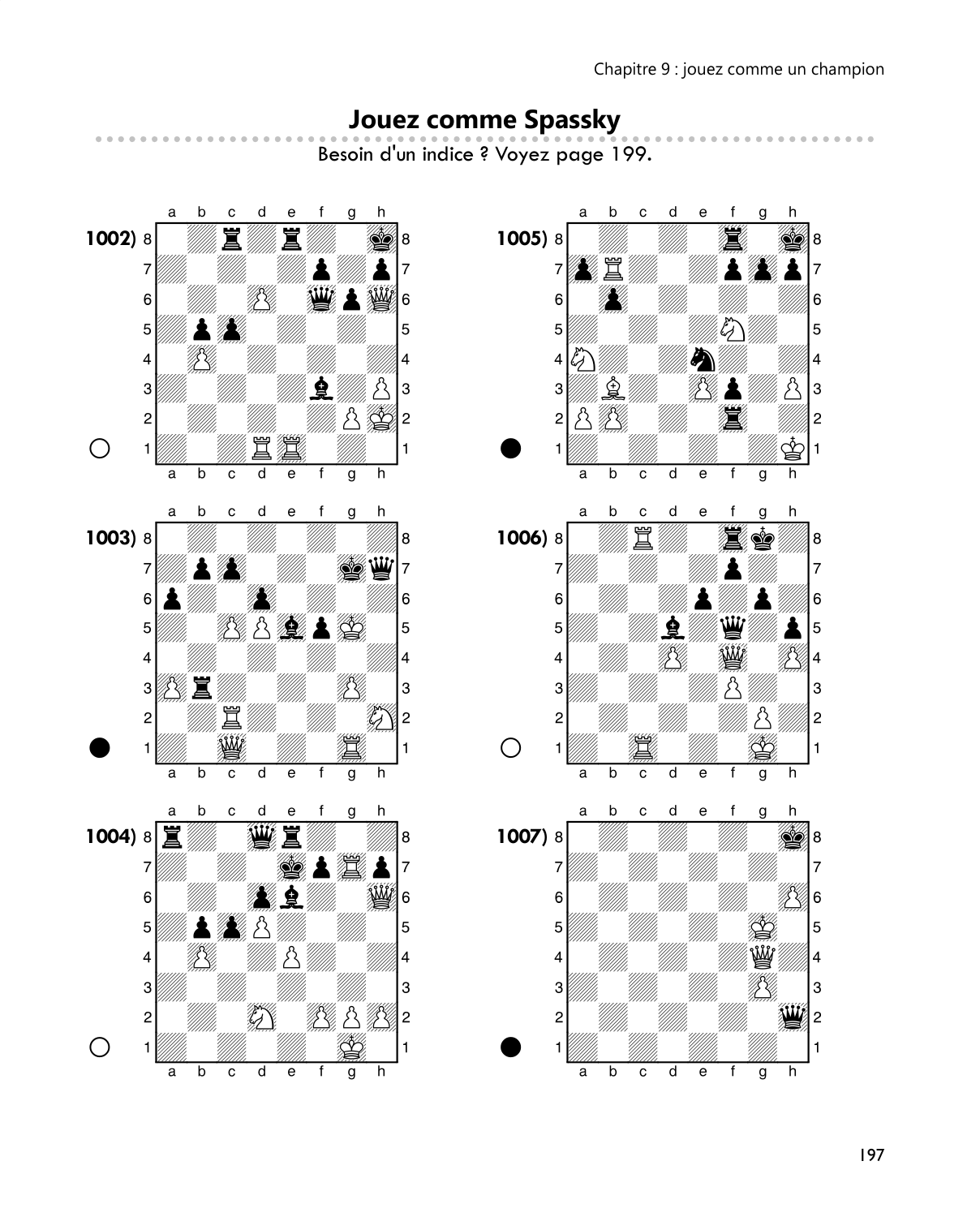# Jouez comme Spassky

Besoin d'un indice ? Voyez page 199.

1002) ○

1005) ●

1003) ●

1006) ○

1004) ○

1007) ●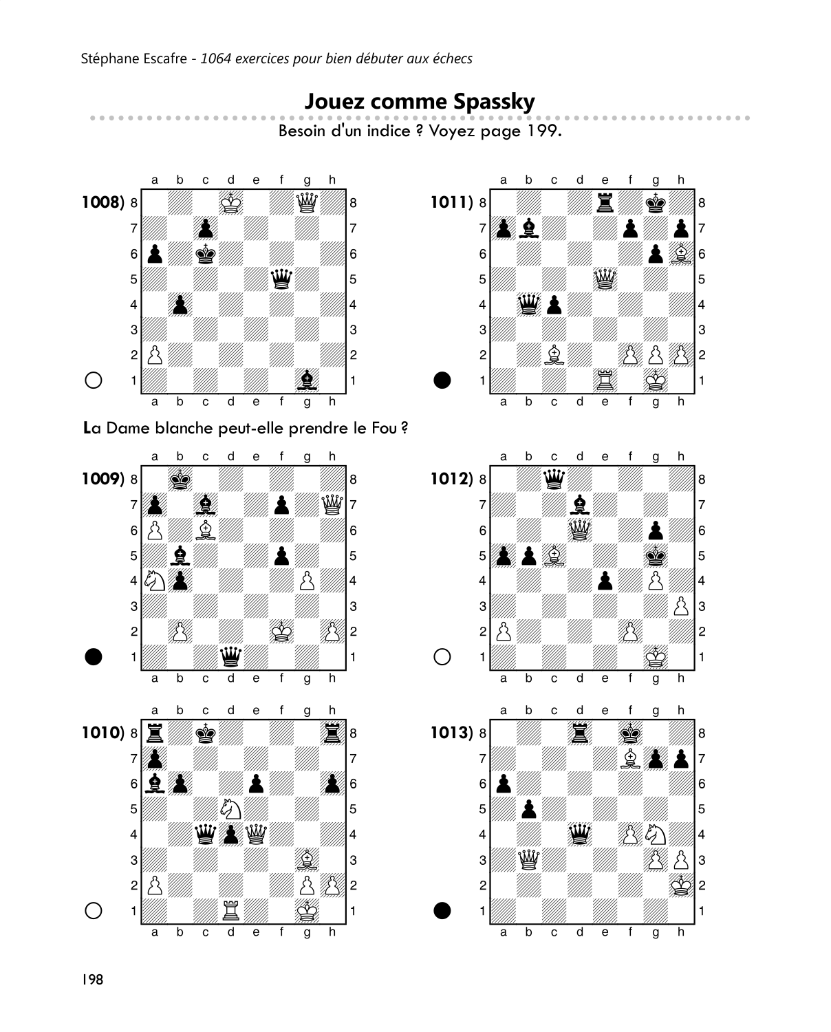# Jouez comme Spassky

Besoin d'un indice ? Voyez page 199.

**1008)** ○

La Dame blanche peut-elle prendre le Fou ?

**1009)** ●

**1010)** ○

**1011)** ●

**1012)** ○

**1013)** ●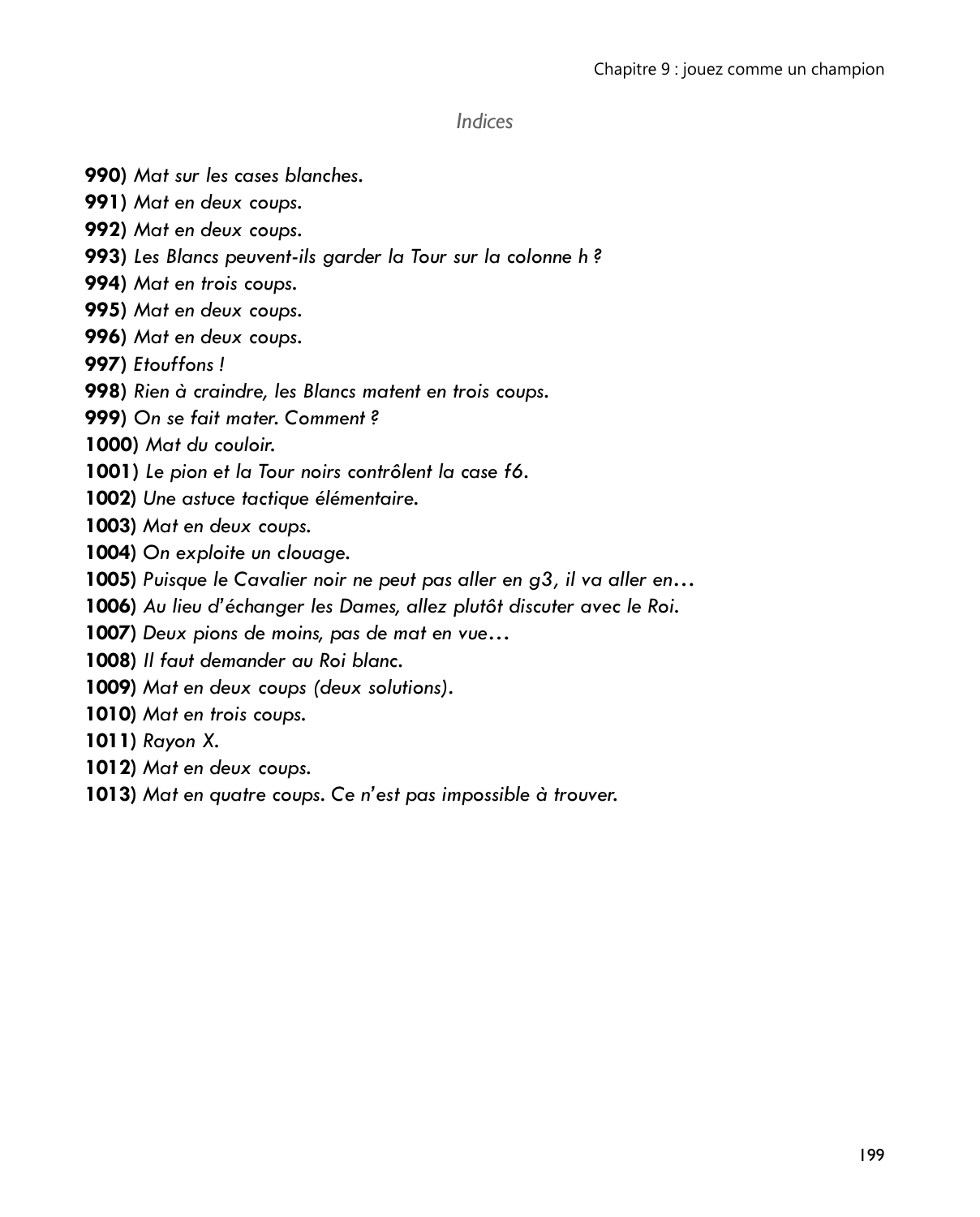## *Indices*

**990)** *Mat sur les cases blanches.*
**991)** *Mat en deux coups.*
**992)** *Mat en deux coups.*
**993)** *Les Blancs peuvent-ils garder la Tour sur la colonne h ?*
**994)** *Mat en trois coups.*
**995)** *Mat en deux coups.*
**996)** *Mat en deux coups.*
**997)** *Etouffons !*
**998)** *Rien à craindre, les Blancs matent en trois coups.*
**999)** *On se fait mater. Comment ?*
**1000)** *Mat du couloir.*
**1001)** *Le pion et la Tour noirs contrôlent la case f6.*
**1002)** *Une astuce tactique élémentaire.*
**1003)** *Mat en deux coups.*
**1004)** *On exploite un clouage.*
**1005)** *Puisque le Cavalier noir ne peut pas aller en g3, il va aller en…*
**1006)** *Au lieu d'échanger les Dames, allez plutôt discuter avec le Roi.*
**1007)** *Deux pions de moins, pas de mat en vue…*
**1008)** *Il faut demander au Roi blanc.*
**1009)** *Mat en deux coups (deux solutions).*
**1010)** *Mat en trois coups.*
**1011)** *Rayon X.*
**1012)** *Mat en deux coups.*
**1013)** *Mat en quatre coups. Ce n'est pas impossible à trouver.*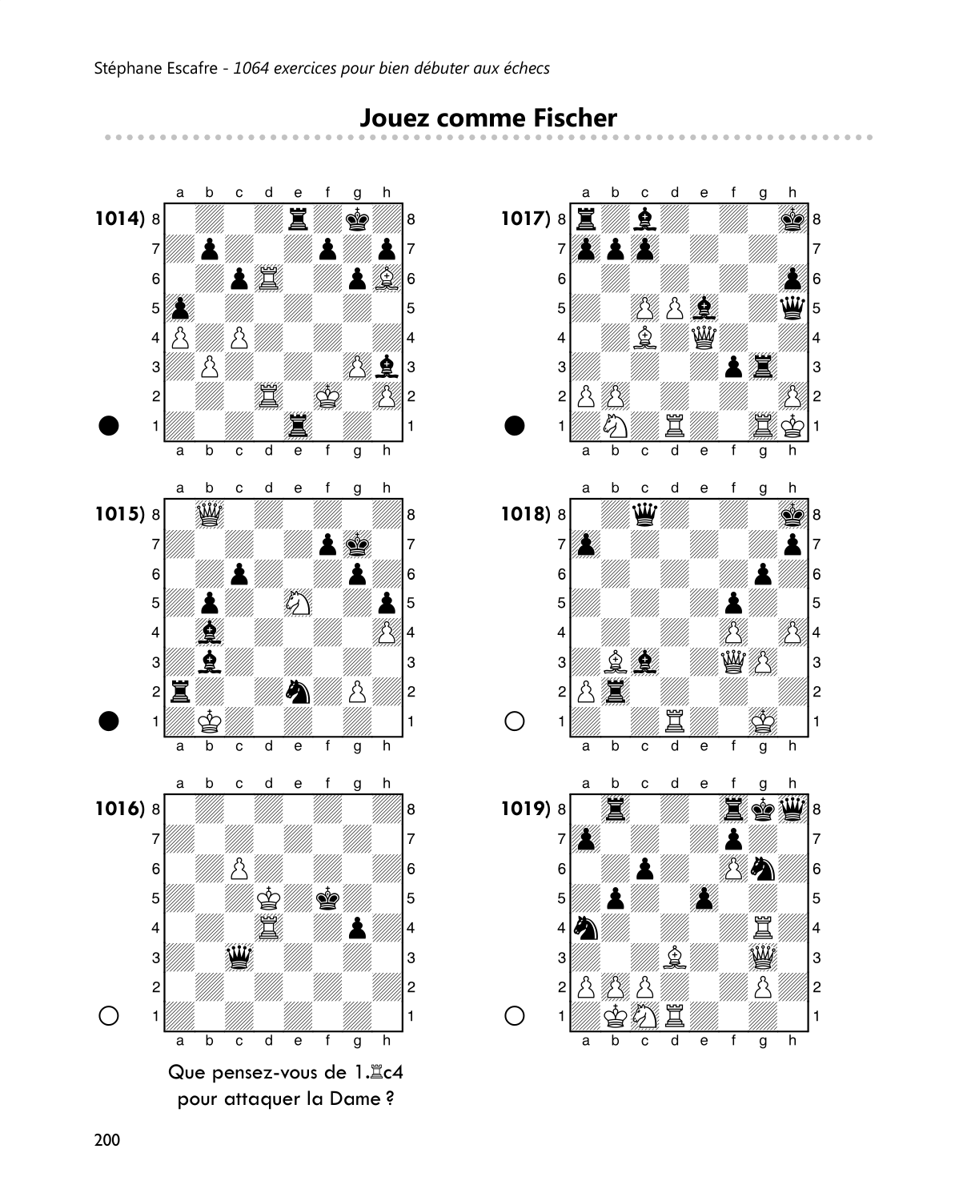# Jouez comme Fischer

1014)

1015)

1016)

Que pensez-vous de 1.♖c4 pour attaquer la Dame ?

1017)

1018)

1019)